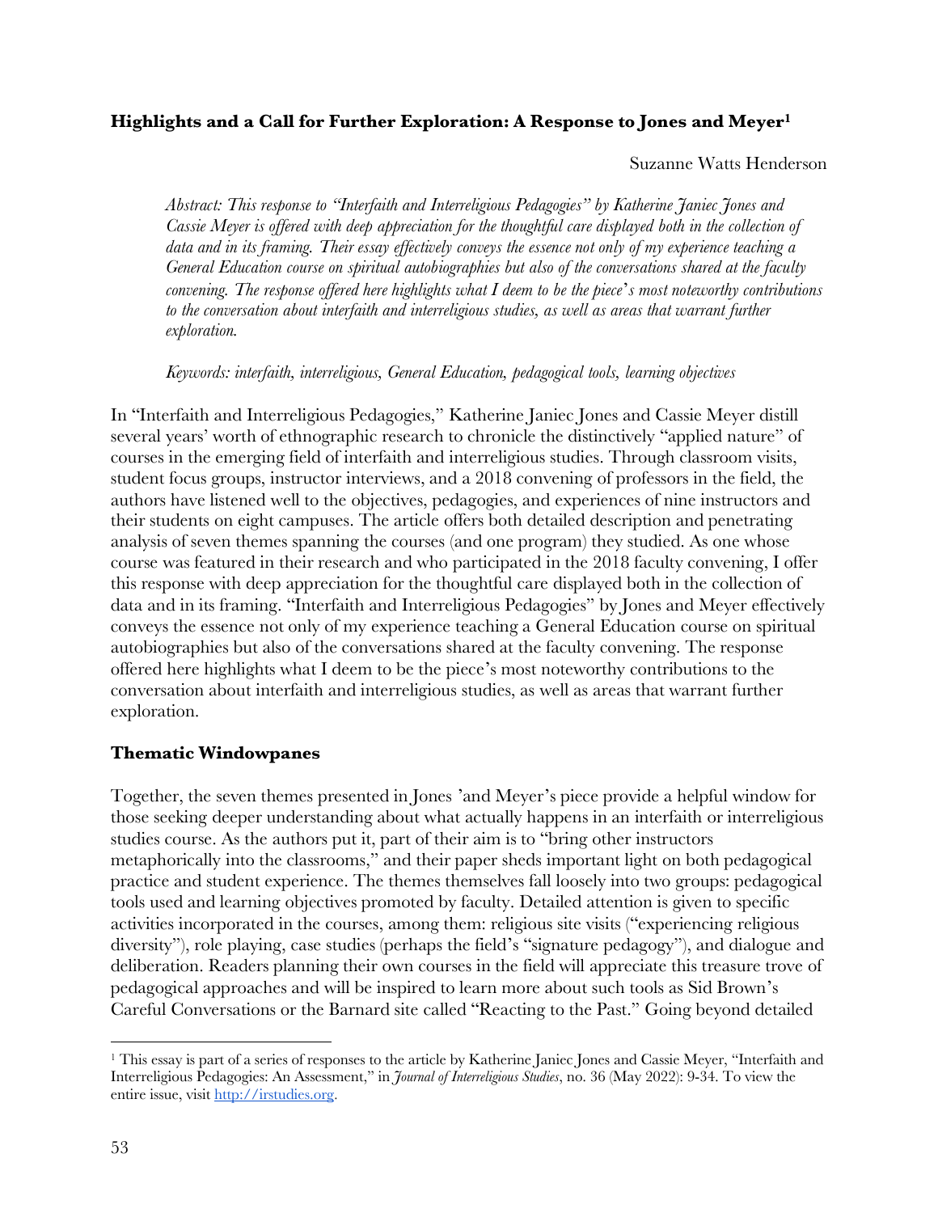**Highlights and a Call for Further Exploration: A Response to Jones and Meyer[1]**

Suzanne Watts Henderson

*Abstract: This response to "Interfaith and Interreligious Pedagogies" by Katherine Janiec Jones and Cassie Meyer is offered with deep appreciation for the thoughtful care displayed both in the collection of data and in its framing. Their essay effectively conveys the essence not only of my experience teaching a General Education course on spiritual autobiographies but also of the conversations shared at the faculty convening. The response offered here highlights what I deem to be the piece's most noteworthy contributions to the conversation about interfaith and interreligious studies, as well as areas that warrant further exploration.*

*Keywords: interfaith, interreligious, General Education, pedagogical tools, learning objectives*

In "Interfaith and Interreligious Pedagogies," Katherine Janiec Jones and Cassie Meyer distill several years' worth of ethnographic research to chronicle the distinctively "applied nature" of courses in the emerging field of interfaith and interreligious studies. Through classroom visits, student focus groups, instructor interviews, and a 2018 convening of professors in the field, the authors have listened well to the objectives, pedagogies, and experiences of nine instructors and their students on eight campuses. The article offers both detailed description and penetrating analysis of seven themes spanning the courses (and one program) they studied. As one whose course was featured in their research and who participated in the 2018 faculty convening, I offer this response with deep appreciation for the thoughtful care displayed both in the collection of data and in its framing. "Interfaith and Interreligious Pedagogies" by Jones and Meyer effectively conveys the essence not only of my experience teaching a General Education course on spiritual autobiographies but also of the conversations shared at the faculty convening. The response offered here highlights what I deem to be the piece's most noteworthy contributions to the conversation about interfaith and interreligious studies, as well as areas that warrant further exploration.

## Thematic Windowpanes

Together, the seven themes presented in Jones 'and Meyer's piece provide a helpful window for those seeking deeper understanding about what actually happens in an interfaith or interreligious studies course. As the authors put it, part of their aim is to "bring other instructors metaphorically into the classrooms," and their paper sheds important light on both pedagogical practice and student experience. The themes themselves fall loosely into two groups: pedagogical tools used and learning objectives promoted by faculty. Detailed attention is given to specific activities incorporated in the courses, among them: religious site visits ("experiencing religious diversity"), role playing, case studies (perhaps the field's "signature pedagogy"), and dialogue and deliberation. Readers planning their own courses in the field will appreciate this treasure trove of pedagogical approaches and will be inspired to learn more about such tools as Sid Brown's Careful Conversations or the Barnard site called "Reacting to the Past." Going beyond detailed

---

[1] This essay is part of a series of responses to the article by Katherine Janiec Jones and Cassie Meyer, "Interfaith and Interreligious Pedagogies: An Assessment," in *Journal of Interreligious Studies*, no. 36 (May 2022): 9-34. To view the entire issue, visit http://irstudies.org.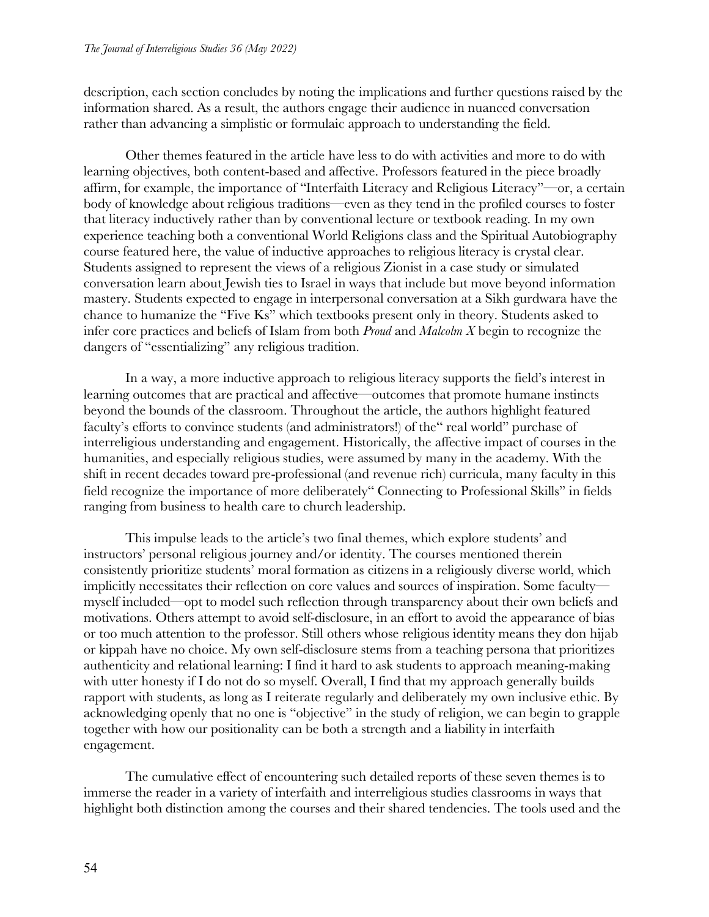description, each section concludes by noting the implications and further questions raised by the information shared. As a result, the authors engage their audience in nuanced conversation rather than advancing a simplistic or formulaic approach to understanding the field.

Other themes featured in the article have less to do with activities and more to do with learning objectives, both content-based and affective. Professors featured in the piece broadly affirm, for example, the importance of "Interfaith Literacy and Religious Literacy"—or, a certain body of knowledge about religious traditions—even as they tend in the profiled courses to foster that literacy inductively rather than by conventional lecture or textbook reading. In my own experience teaching both a conventional World Religions class and the Spiritual Autobiography course featured here, the value of inductive approaches to religious literacy is crystal clear. Students assigned to represent the views of a religious Zionist in a case study or simulated conversation learn about Jewish ties to Israel in ways that include but move beyond information mastery. Students expected to engage in interpersonal conversation at a Sikh gurdwara have the chance to humanize the "Five Ks" which textbooks present only in theory. Students asked to infer core practices and beliefs of Islam from both *Proud* and *Malcolm X* begin to recognize the dangers of "essentializing" any religious tradition.

In a way, a more inductive approach to religious literacy supports the field's interest in learning outcomes that are practical and affective—outcomes that promote humane instincts beyond the bounds of the classroom. Throughout the article, the authors highlight featured faculty's efforts to convince students (and administrators!) of the" real world" purchase of interreligious understanding and engagement. Historically, the affective impact of courses in the humanities, and especially religious studies, were assumed by many in the academy. With the shift in recent decades toward pre-professional (and revenue rich) curricula, many faculty in this field recognize the importance of more deliberately" Connecting to Professional Skills" in fields ranging from business to health care to church leadership.

This impulse leads to the article's two final themes, which explore students' and instructors' personal religious journey and/or identity. The courses mentioned therein consistently prioritize students' moral formation as citizens in a religiously diverse world, which implicitly necessitates their reflection on core values and sources of inspiration. Some faculty—myself included—opt to model such reflection through transparency about their own beliefs and motivations. Others attempt to avoid self-disclosure, in an effort to avoid the appearance of bias or too much attention to the professor. Still others whose religious identity means they don hijab or kippah have no choice. My own self-disclosure stems from a teaching persona that prioritizes authenticity and relational learning: I find it hard to ask students to approach meaning-making with utter honesty if I do not do so myself. Overall, I find that my approach generally builds rapport with students, as long as I reiterate regularly and deliberately my own inclusive ethic. By acknowledging openly that no one is "objective" in the study of religion, we can begin to grapple together with how our positionality can be both a strength and a liability in interfaith engagement.

The cumulative effect of encountering such detailed reports of these seven themes is to immerse the reader in a variety of interfaith and interreligious studies classrooms in ways that highlight both distinction among the courses and their shared tendencies. The tools used and the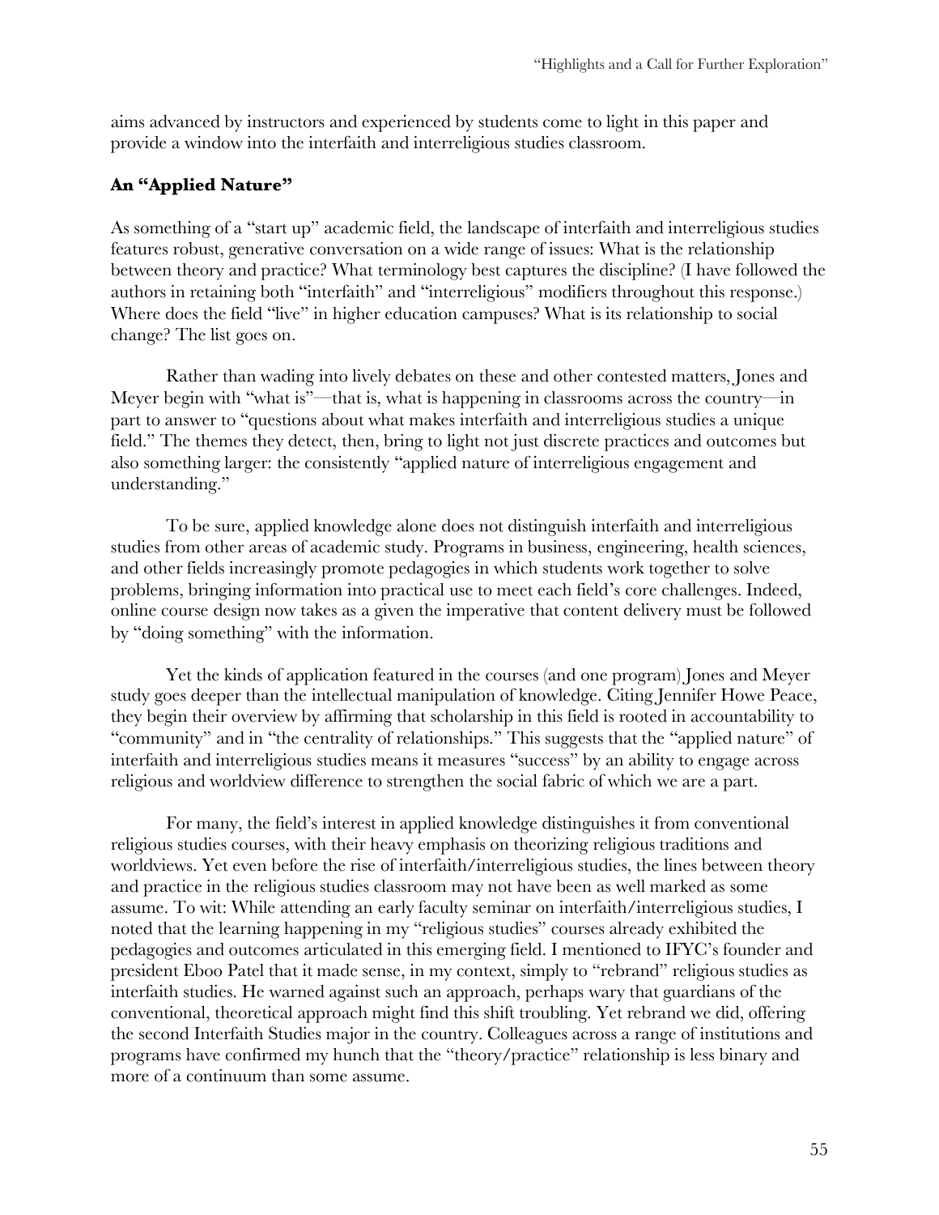aims advanced by instructors and experienced by students come to light in this paper and provide a window into the interfaith and interreligious studies classroom.

### An "Applied Nature"

As something of a "start up" academic field, the landscape of interfaith and interreligious studies features robust, generative conversation on a wide range of issues: What is the relationship between theory and practice? What terminology best captures the discipline? (I have followed the authors in retaining both "interfaith" and "interreligious" modifiers throughout this response.) Where does the field "live" in higher education campuses? What is its relationship to social change? The list goes on.

Rather than wading into lively debates on these and other contested matters, Jones and Meyer begin with "what is"—that is, what is happening in classrooms across the country—in part to answer to "questions about what makes interfaith and interreligious studies a unique field." The themes they detect, then, bring to light not just discrete practices and outcomes but also something larger: the consistently "applied nature of interreligious engagement and understanding."

To be sure, applied knowledge alone does not distinguish interfaith and interreligious studies from other areas of academic study. Programs in business, engineering, health sciences, and other fields increasingly promote pedagogies in which students work together to solve problems, bringing information into practical use to meet each field's core challenges. Indeed, online course design now takes as a given the imperative that content delivery must be followed by "doing something" with the information.

Yet the kinds of application featured in the courses (and one program) Jones and Meyer study goes deeper than the intellectual manipulation of knowledge. Citing Jennifer Howe Peace, they begin their overview by affirming that scholarship in this field is rooted in accountability to "community" and in "the centrality of relationships." This suggests that the "applied nature" of interfaith and interreligious studies means it measures "success" by an ability to engage across religious and worldview difference to strengthen the social fabric of which we are a part.

For many, the field's interest in applied knowledge distinguishes it from conventional religious studies courses, with their heavy emphasis on theorizing religious traditions and worldviews. Yet even before the rise of interfaith/interreligious studies, the lines between theory and practice in the religious studies classroom may not have been as well marked as some assume. To wit: While attending an early faculty seminar on interfaith/interreligious studies, I noted that the learning happening in my "religious studies" courses already exhibited the pedagogies and outcomes articulated in this emerging field. I mentioned to IFYC's founder and president Eboo Patel that it made sense, in my context, simply to "rebrand" religious studies as interfaith studies. He warned against such an approach, perhaps wary that guardians of the conventional, theoretical approach might find this shift troubling. Yet rebrand we did, offering the second Interfaith Studies major in the country. Colleagues across a range of institutions and programs have confirmed my hunch that the "theory/practice" relationship is less binary and more of a continuum than some assume.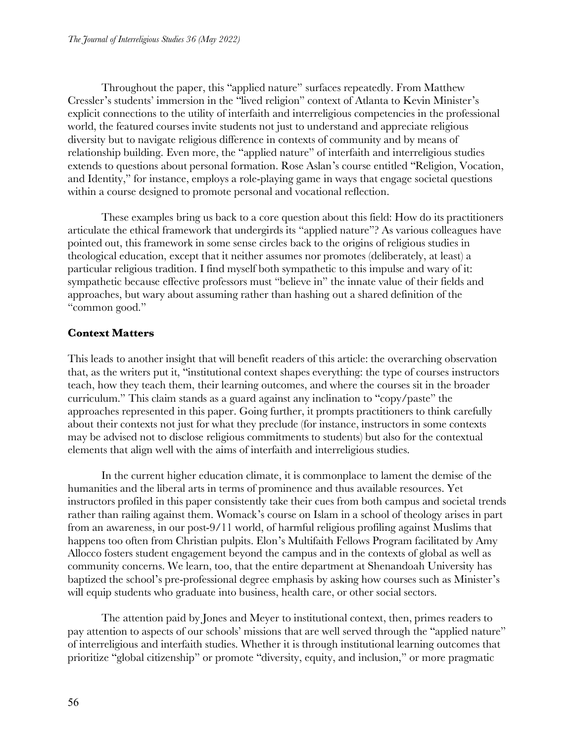Throughout the paper, this "applied nature" surfaces repeatedly. From Matthew Cressler's students' immersion in the "lived religion" context of Atlanta to Kevin Minister's explicit connections to the utility of interfaith and interreligious competencies in the professional world, the featured courses invite students not just to understand and appreciate religious diversity but to navigate religious difference in contexts of community and by means of relationship building. Even more, the "applied nature" of interfaith and interreligious studies extends to questions about personal formation. Rose Aslan's course entitled "Religion, Vocation, and Identity," for instance, employs a role-playing game in ways that engage societal questions within a course designed to promote personal and vocational reflection.

These examples bring us back to a core question about this field: How do its practitioners articulate the ethical framework that undergirds its "applied nature"? As various colleagues have pointed out, this framework in some sense circles back to the origins of religious studies in theological education, except that it neither assumes nor promotes (deliberately, at least) a particular religious tradition. I find myself both sympathetic to this impulse and wary of it: sympathetic because effective professors must "believe in" the innate value of their fields and approaches, but wary about assuming rather than hashing out a shared definition of the "common good."

## Context Matters

This leads to another insight that will benefit readers of this article: the overarching observation that, as the writers put it, "institutional context shapes everything: the type of courses instructors teach, how they teach them, their learning outcomes, and where the courses sit in the broader curriculum." This claim stands as a guard against any inclination to "copy/paste" the approaches represented in this paper. Going further, it prompts practitioners to think carefully about their contexts not just for what they preclude (for instance, instructors in some contexts may be advised not to disclose religious commitments to students) but also for the contextual elements that align well with the aims of interfaith and interreligious studies.

In the current higher education climate, it is commonplace to lament the demise of the humanities and the liberal arts in terms of prominence and thus available resources. Yet instructors profiled in this paper consistently take their cues from both campus and societal trends rather than railing against them. Womack's course on Islam in a school of theology arises in part from an awareness, in our post-9/11 world, of harmful religious profiling against Muslims that happens too often from Christian pulpits. Elon's Multifaith Fellows Program facilitated by Amy Allocco fosters student engagement beyond the campus and in the contexts of global as well as community concerns. We learn, too, that the entire department at Shenandoah University has baptized the school's pre-professional degree emphasis by asking how courses such as Minister's will equip students who graduate into business, health care, or other social sectors.

The attention paid by Jones and Meyer to institutional context, then, primes readers to pay attention to aspects of our schools' missions that are well served through the "applied nature" of interreligious and interfaith studies. Whether it is through institutional learning outcomes that prioritize "global citizenship" or promote "diversity, equity, and inclusion," or more pragmatic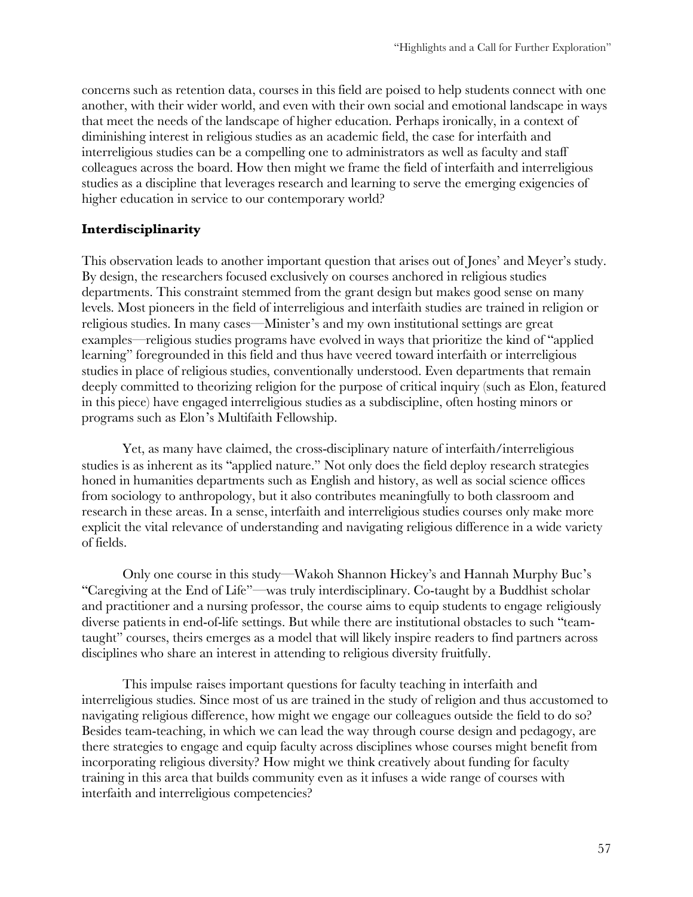concerns such as retention data, courses in this field are poised to help students connect with one another, with their wider world, and even with their own social and emotional landscape in ways that meet the needs of the landscape of higher education. Perhaps ironically, in a context of diminishing interest in religious studies as an academic field, the case for interfaith and interreligious studies can be a compelling one to administrators as well as faculty and staff colleagues across the board. How then might we frame the field of interfaith and interreligious studies as a discipline that leverages research and learning to serve the emerging exigencies of higher education in service to our contemporary world?

## Interdisciplinarity

This observation leads to another important question that arises out of Jones' and Meyer's study. By design, the researchers focused exclusively on courses anchored in religious studies departments. This constraint stemmed from the grant design but makes good sense on many levels. Most pioneers in the field of interreligious and interfaith studies are trained in religion or religious studies. In many cases—Minister's and my own institutional settings are great examples—religious studies programs have evolved in ways that prioritize the kind of "applied learning" foregrounded in this field and thus have veered toward interfaith or interreligious studies in place of religious studies, conventionally understood. Even departments that remain deeply committed to theorizing religion for the purpose of critical inquiry (such as Elon, featured in this piece) have engaged interreligious studies as a subdiscipline, often hosting minors or programs such as Elon's Multifaith Fellowship.

Yet, as many have claimed, the cross-disciplinary nature of interfaith/interreligious studies is as inherent as its "applied nature." Not only does the field deploy research strategies honed in humanities departments such as English and history, as well as social science offices from sociology to anthropology, but it also contributes meaningfully to both classroom and research in these areas. In a sense, interfaith and interreligious studies courses only make more explicit the vital relevance of understanding and navigating religious difference in a wide variety of fields.

Only one course in this study—Wakoh Shannon Hickey's and Hannah Murphy Buc's "Caregiving at the End of Life"—was truly interdisciplinary. Co-taught by a Buddhist scholar and practitioner and a nursing professor, the course aims to equip students to engage religiously diverse patients in end-of-life settings. But while there are institutional obstacles to such "team-taught" courses, theirs emerges as a model that will likely inspire readers to find partners across disciplines who share an interest in attending to religious diversity fruitfully.

This impulse raises important questions for faculty teaching in interfaith and interreligious studies. Since most of us are trained in the study of religion and thus accustomed to navigating religious difference, how might we engage our colleagues outside the field to do so? Besides team-teaching, in which we can lead the way through course design and pedagogy, are there strategies to engage and equip faculty across disciplines whose courses might benefit from incorporating religious diversity? How might we think creatively about funding for faculty training in this area that builds community even as it infuses a wide range of courses with interfaith and interreligious competencies?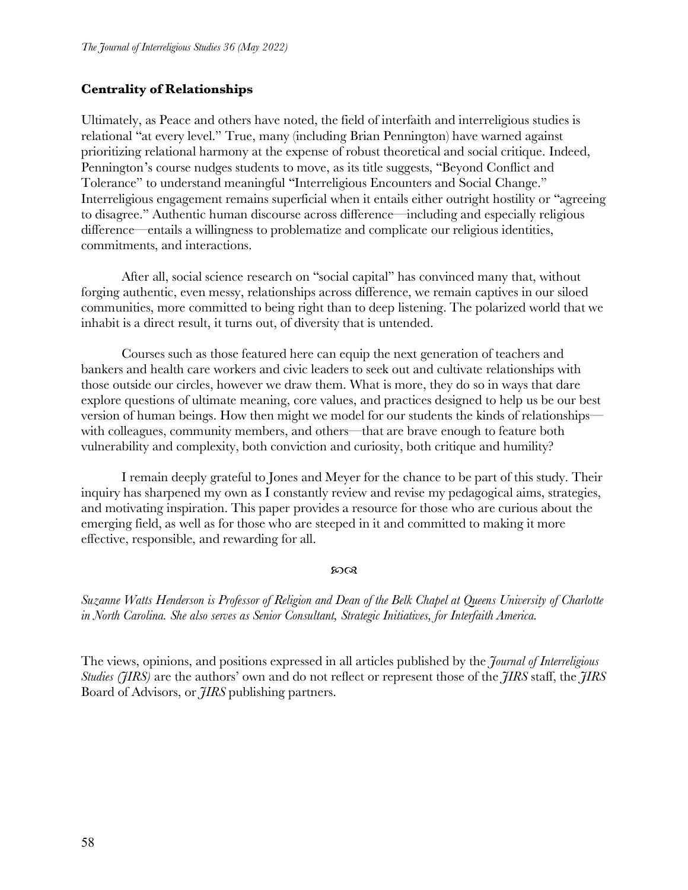## Centrality of Relationships

Ultimately, as Peace and others have noted, the field of interfaith and interreligious studies is relational "at every level." True, many (including Brian Pennington) have warned against prioritizing relational harmony at the expense of robust theoretical and social critique. Indeed, Pennington's course nudges students to move, as its title suggests, "Beyond Conflict and Tolerance" to understand meaningful "Interreligious Encounters and Social Change." Interreligious engagement remains superficial when it entails either outright hostility or "agreeing to disagree." Authentic human discourse across difference—including and especially religious difference—entails a willingness to problematize and complicate our religious identities, commitments, and interactions.

After all, social science research on "social capital" has convinced many that, without forging authentic, even messy, relationships across difference, we remain captives in our siloed communities, more committed to being right than to deep listening. The polarized world that we inhabit is a direct result, it turns out, of diversity that is untended.

Courses such as those featured here can equip the next generation of teachers and bankers and health care workers and civic leaders to seek out and cultivate relationships with those outside our circles, however we draw them. What is more, they do so in ways that dare explore questions of ultimate meaning, core values, and practices designed to help us be our best version of human beings. How then might we model for our students the kinds of relationships—with colleagues, community members, and others—that are brave enough to feature both vulnerability and complexity, both conviction and curiosity, both critique and humility?

I remain deeply grateful to Jones and Meyer for the chance to be part of this study. Their inquiry has sharpened my own as I constantly review and revise my pedagogical aims, strategies, and motivating inspiration. This paper provides a resource for those who are curious about the emerging field, as well as for those who are steeped in it and committed to making it more effective, responsible, and rewarding for all.

*Suzanne Watts Henderson is Professor of Religion and Dean of the Belk Chapel at Queens University of Charlotte in North Carolina. She also serves as Senior Consultant, Strategic Initiatives, for Interfaith America.*

The views, opinions, and positions expressed in all articles published by the *Journal of Interreligious Studies (JIRS)* are the authors' own and do not reflect or represent those of the *JIRS* staff, the *JIRS* Board of Advisors, or *JIRS* publishing partners.